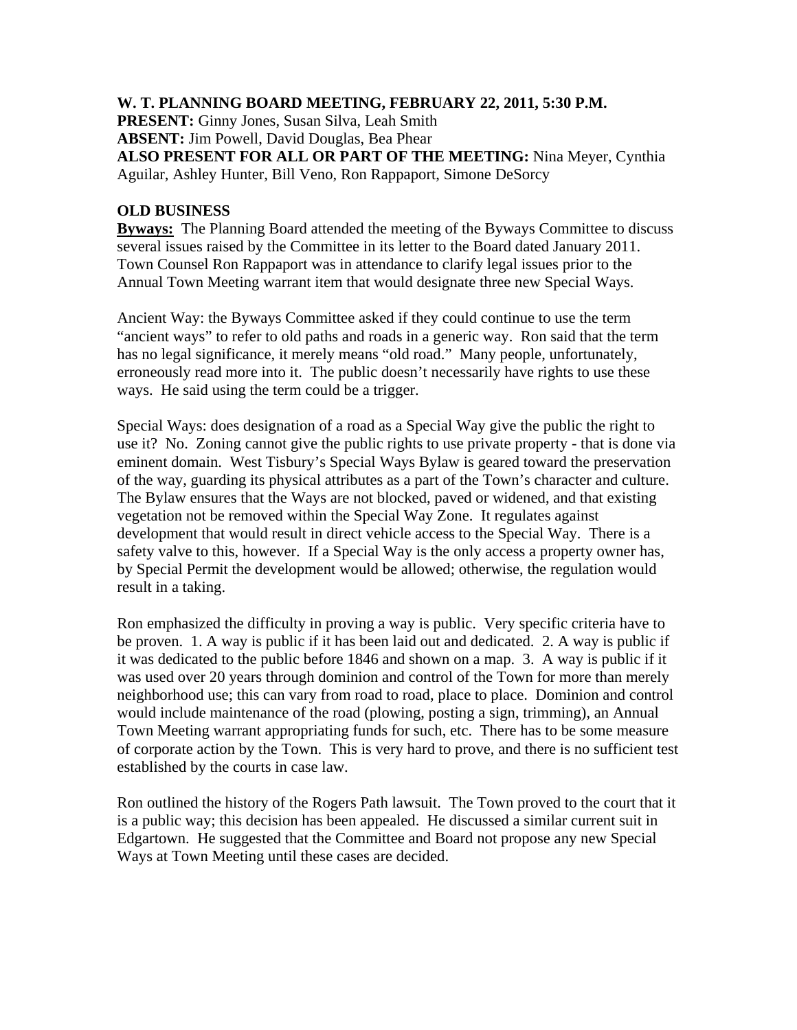**W. T. PLANNING BOARD MEETING, FEBRUARY 22, 2011, 5:30 P.M.**
**PRESENT:** Ginny Jones, Susan Silva, Leah Smith
**ABSENT:** Jim Powell, David Douglas, Bea Phear
**ALSO PRESENT FOR ALL OR PART OF THE MEETING:** Nina Meyer, Cynthia Aguilar, Ashley Hunter, Bill Veno, Ron Rappaport, Simone DeSorcy

**OLD BUSINESS**

**<u>Byways:</u>** The Planning Board attended the meeting of the Byways Committee to discuss several issues raised by the Committee in its letter to the Board dated January 2011. Town Counsel Ron Rappaport was in attendance to clarify legal issues prior to the Annual Town Meeting warrant item that would designate three new Special Ways.

Ancient Way: the Byways Committee asked if they could continue to use the term "ancient ways" to refer to old paths and roads in a generic way. Ron said that the term has no legal significance, it merely means "old road." Many people, unfortunately, erroneously read more into it. The public doesn't necessarily have rights to use these ways. He said using the term could be a trigger.

Special Ways: does designation of a road as a Special Way give the public the right to use it? No. Zoning cannot give the public rights to use private property - that is done via eminent domain. West Tisbury's Special Ways Bylaw is geared toward the preservation of the way, guarding its physical attributes as a part of the Town's character and culture. The Bylaw ensures that the Ways are not blocked, paved or widened, and that existing vegetation not be removed within the Special Way Zone. It regulates against development that would result in direct vehicle access to the Special Way. There is a safety valve to this, however. If a Special Way is the only access a property owner has, by Special Permit the development would be allowed; otherwise, the regulation would result in a taking.

Ron emphasized the difficulty in proving a way is public. Very specific criteria have to be proven. 1. A way is public if it has been laid out and dedicated. 2. A way is public if it was dedicated to the public before 1846 and shown on a map. 3. A way is public if it was used over 20 years through dominion and control of the Town for more than merely neighborhood use; this can vary from road to road, place to place. Dominion and control would include maintenance of the road (plowing, posting a sign, trimming), an Annual Town Meeting warrant appropriating funds for such, etc. There has to be some measure of corporate action by the Town. This is very hard to prove, and there is no sufficient test established by the courts in case law.

Ron outlined the history of the Rogers Path lawsuit. The Town proved to the court that it is a public way; this decision has been appealed. He discussed a similar current suit in Edgartown. He suggested that the Committee and Board not propose any new Special Ways at Town Meeting until these cases are decided.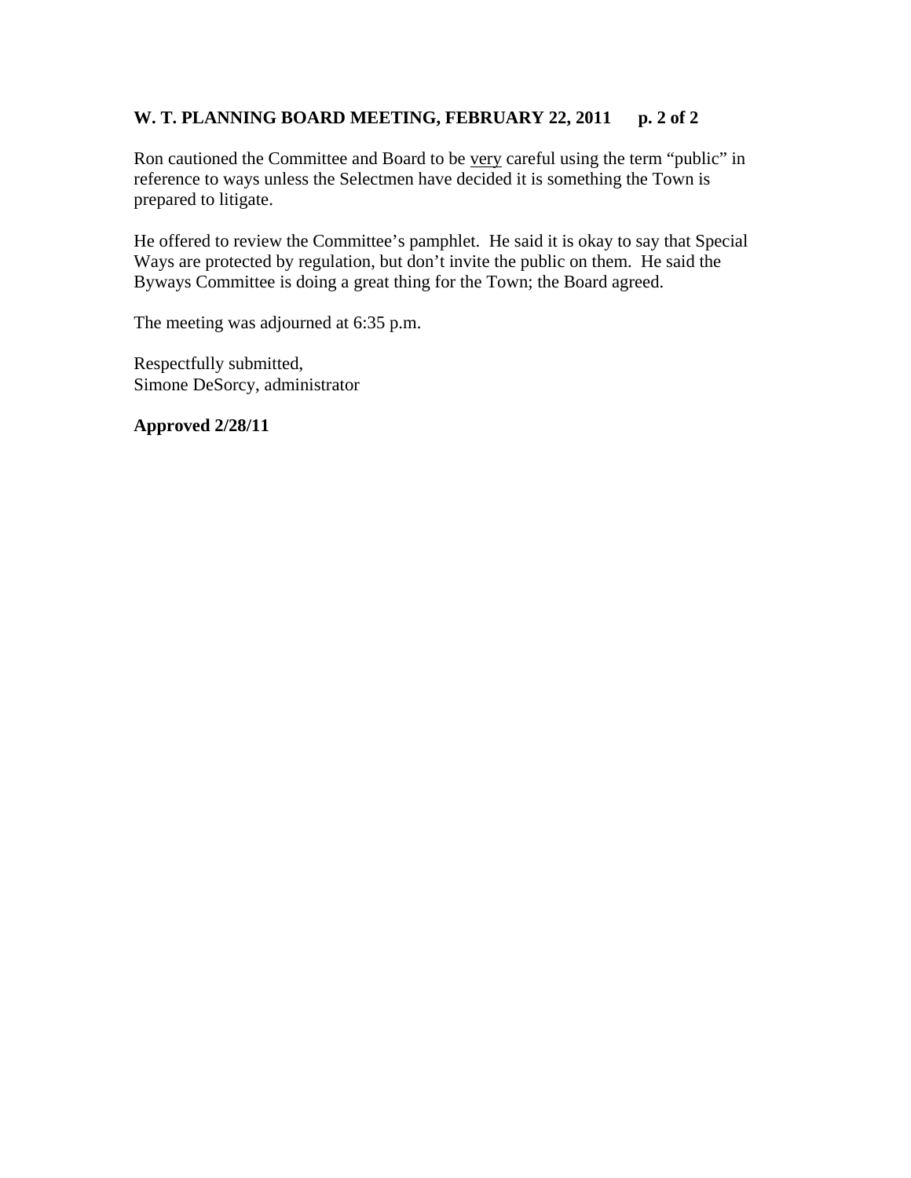Ron cautioned the Committee and Board to be <u>very</u> careful using the term "public" in reference to ways unless the Selectmen have decided it is something the Town is prepared to litigate.

He offered to review the Committee's pamphlet. He said it is okay to say that Special Ways are protected by regulation, but don't invite the public on them. He said the Byways Committee is doing a great thing for the Town; the Board agreed.

The meeting was adjourned at 6:35 p.m.

Respectfully submitted,
Simone DeSorcy, administrator

**Approved 2/28/11**